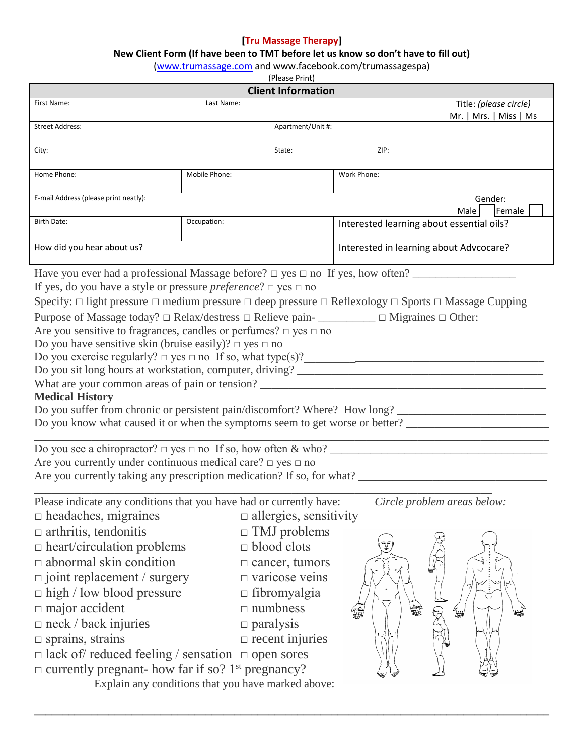**[Tru Massage Therapy]**

**New Client Form (If have been to TMT before let us know so don't have to fill out)**

(www.trumassage.com and www.facebook.com/trumassagespa)

(Please Print)

| **Client Information** | | | |
|---|---|---|---|
| First Name: | Last Name: | | Title: *(please circle)* Mr. \| Mrs. \| Miss \| Ms |
| Street Address: | Apartment/Unit #: | | |
| City: | State: | ZIP: | |
| Home Phone: | Mobile Phone: | Work Phone: | |
| E-mail Address (please print neatly): | | | Gender: Male ☐ Female ☐ |
| Birth Date: | Occupation: | Interested learning about essential oils? | |
| How did you hear about us? | | Interested in learning about Advcocare? | |

Have you ever had a professional Massage before? □ yes □ no If yes, how often? ________________

If yes, do you have a style or pressure *preference*? □ yes □ no

Specify: □ light pressure □ medium pressure □ deep pressure □ Reflexology □ Sports □ Massage Cupping

Purpose of Massage today? □ Relax/destress □ Relieve pain- __________ □ Migraines □ Other:

Are you sensitive to fragrances, candles or perfumes? □ yes □ no

Do you have sensitive skin (bruise easily)? □ yes □ no

Do you exercise regularly? □ yes □ no If so, what type(s)?__________________________________________

Do you sit long hours at workstation, computer, driving? ____________________________________________

What are your common areas of pain or tension? __________________________________________________

**Medical History**

Do you suffer from chronic or persistent pain/discomfort? Where? How long? __________________________

Do you know what caused it or when the symptoms seem to get worse or better? ________________________

______________________________________________________________________________

Do you see a chiropractor? □ yes □ no If so, how often & who? ______________________________________

Are you currently under continuous medical care? □ yes □ no

Are you currently taking any prescription medication? If so, for what? ____________________________

______________________________________________________________________________

Please indicate any conditions that you have had or currently have:

*Circle problem areas below:*

- □ headaches, migraines
- □ arthritis, tendonitis
- □ heart/circulation problems
- □ abnormal skin condition
- □ joint replacement / surgery
- □ high / low blood pressure
- □ major accident
- □ neck / back injuries
- □ sprains, strains
- □ lack of/ reduced feeling / sensation
- □ allergies, sensitivity
- □ TMJ problems
- □ blood clots
- □ cancer, tumors
- □ varicose veins
- □ fibromyalgia
- □ numbness
- □ paralysis
- □ recent injuries
- □ open sores
- □ currently pregnant- how far if so? 1st pregnancy?

Explain any conditions that you have marked above:

______________________________________________________________________________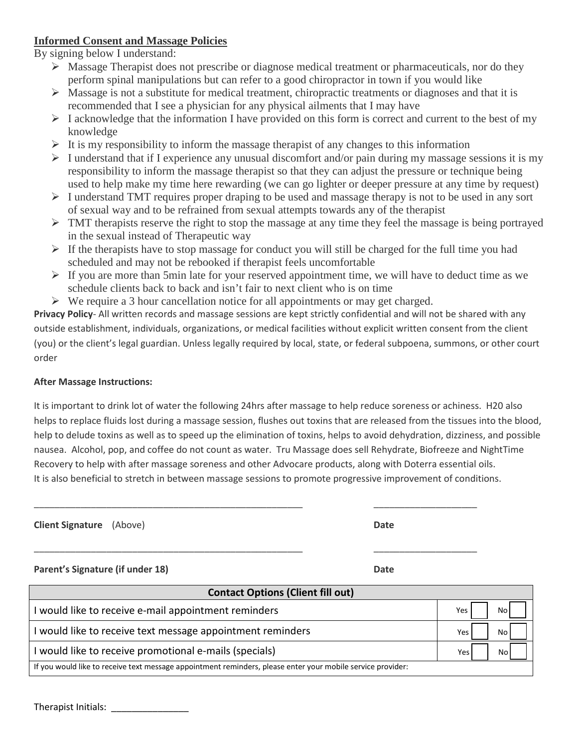## Informed Consent and Massage Policies

By signing below I understand:

- Massage Therapist does not prescribe or diagnose medical treatment or pharmaceuticals, nor do they perform spinal manipulations but can refer to a good chiropractor in town if you would like
- Massage is not a substitute for medical treatment, chiropractic treatments or diagnoses and that it is recommended that I see a physician for any physical ailments that I may have
- I acknowledge that the information I have provided on this form is correct and current to the best of my knowledge
- It is my responsibility to inform the massage therapist of any changes to this information
- I understand that if I experience any unusual discomfort and/or pain during my massage sessions it is my responsibility to inform the massage therapist so that they can adjust the pressure or technique being used to help make my time here rewarding (we can go lighter or deeper pressure at any time by request)
- I understand TMT requires proper draping to be used and massage therapy is not to be used in any sort of sexual way and to be refrained from sexual attempts towards any of the therapist
- TMT therapists reserve the right to stop the massage at any time they feel the massage is being portrayed in the sexual instead of Therapeutic way
- If the therapists have to stop massage for conduct you will still be charged for the full time you had scheduled and may not be rebooked if therapist feels uncomfortable
- If you are more than 5min late for your reserved appointment time, we will have to deduct time as we schedule clients back to back and isn't fair to next client who is on time
- We require a 3 hour cancellation notice for all appointments or may get charged.

**Privacy Policy**- All written records and massage sessions are kept strictly confidential and will not be shared with any outside establishment, individuals, organizations, or medical facilities without explicit written consent from the client (you) or the client's legal guardian. Unless legally required by local, state, or federal subpoena, summons, or other court order

**After Massage Instructions:**

It is important to drink lot of water the following 24hrs after massage to help reduce soreness or achiness. H20 also helps to replace fluids lost during a massage session, flushes out toxins that are released from the tissues into the blood, help to delude toxins as well as to speed up the elimination of toxins, helps to avoid dehydration, dizziness, and possible nausea. Alcohol, pop, and coffee do not count as water. Tru Massage does sell Rehydrate, Biofreeze and NightTime Recovery to help with after massage soreness and other Advocare products, along with Doterra essential oils.
It is also beneficial to stretch in between massage sessions to promote progressive improvement of conditions.

_______________________________________________ ____________________

**Client Signature** (Above) **Date**

_______________________________________________ ____________________

**Parent's Signature (if under 18)** **Date**

| Contact Options (Client fill out) | |
|---|---|
| I would like to receive e-mail appointment reminders | Yes ☐ No ☐ |
| I would like to receive text message appointment reminders | Yes ☐ No ☐ |
| I would like to receive promotional e-mails (specials) | Yes ☐ No ☐ |
| If you would like to receive text message appointment reminders, please enter your mobile service provider: | |

Therapist Initials: _______________